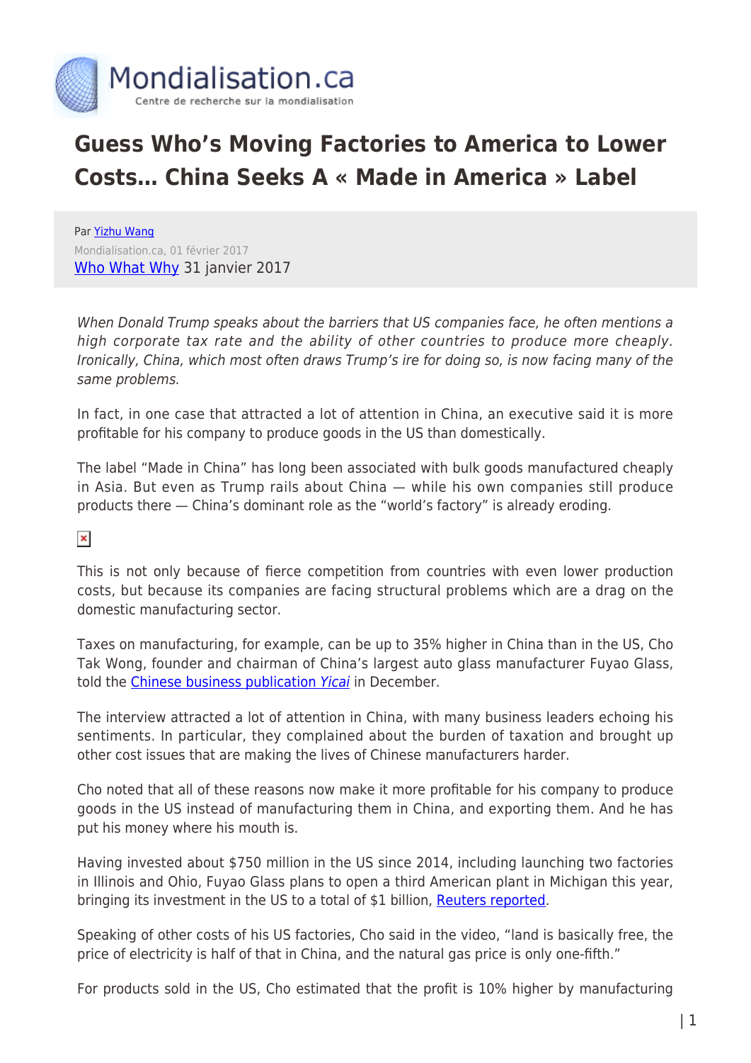# Guess Who's Moving Factories to America to Lower Costs… China Seeks A « Made in America » Label

Par Yizhu Wang
Mondialisation.ca, 01 février 2017
Who What Why 31 janvier 2017

*When Donald Trump speaks about the barriers that US companies face, he often mentions a high corporate tax rate and the ability of other countries to produce more cheaply. Ironically, China, which most often draws Trump's ire for doing so, is now facing many of the same problems.*

In fact, in one case that attracted a lot of attention in China, an executive said it is more profitable for his company to produce goods in the US than domestically.

The label "Made in China" has long been associated with bulk goods manufactured cheaply in Asia. But even as Trump rails about China — while his own companies still produce products there — China's dominant role as the "world's factory" is already eroding.

This is not only because of fierce competition from countries with even lower production costs, but because its companies are facing structural problems which are a drag on the domestic manufacturing sector.

Taxes on manufacturing, for example, can be up to 35% higher in China than in the US, Cho Tak Wong, founder and chairman of China's largest auto glass manufacturer Fuyao Glass, told the Chinese business publication *Yicai* in December.

The interview attracted a lot of attention in China, with many business leaders echoing his sentiments. In particular, they complained about the burden of taxation and brought up other cost issues that are making the lives of Chinese manufacturers harder.

Cho noted that all of these reasons now make it more profitable for his company to produce goods in the US instead of manufacturing them in China, and exporting them. And he has put his money where his mouth is.

Having invested about $750 million in the US since 2014, including launching two factories in Illinois and Ohio, Fuyao Glass plans to open a third American plant in Michigan this year, bringing its investment in the US to a total of $1 billion, Reuters reported.

Speaking of other costs of his US factories, Cho said in the video, "land is basically free, the price of electricity is half of that in China, and the natural gas price is only one-fifth."

For products sold in the US, Cho estimated that the profit is 10% higher by manufacturing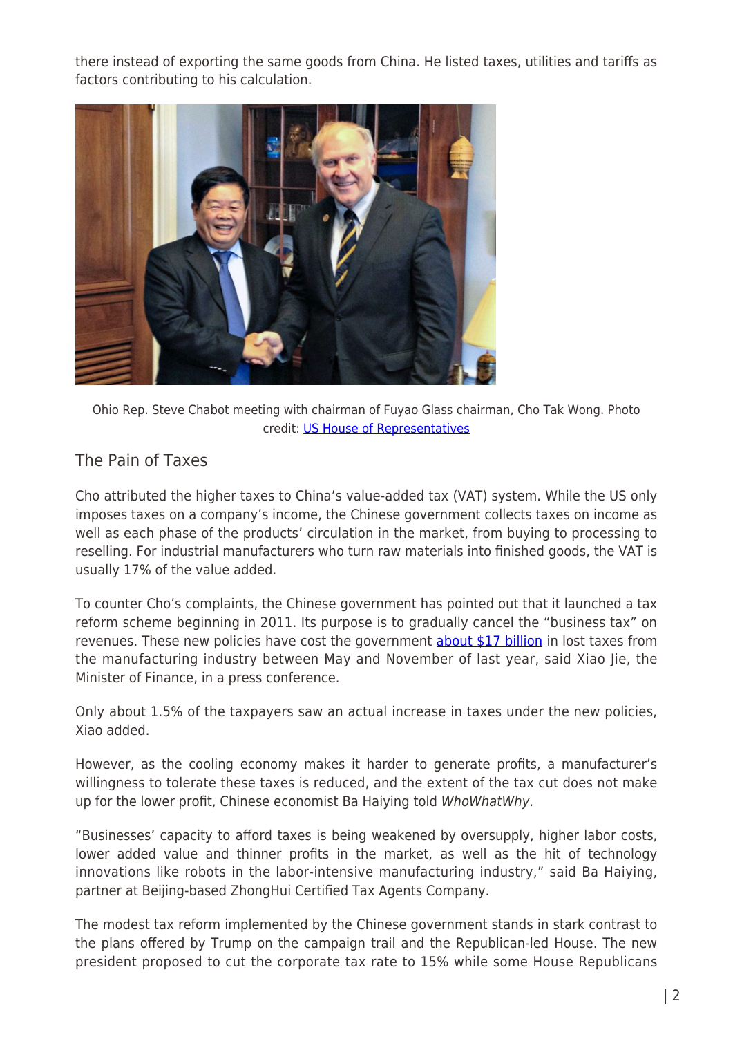there instead of exporting the same goods from China. He listed taxes, utilities and tariffs as factors contributing to his calculation.

Ohio Rep. Steve Chabot meeting with chairman of Fuyao Glass chairman, Cho Tak Wong. Photo credit: [US House of Representatives]

## The Pain of Taxes

Cho attributed the higher taxes to China's value-added tax (VAT) system. While the US only imposes taxes on a company's income, the Chinese government collects taxes on income as well as each phase of the products' circulation in the market, from buying to processing to reselling. For industrial manufacturers who turn raw materials into finished goods, the VAT is usually 17% of the value added.

To counter Cho's complaints, the Chinese government has pointed out that it launched a tax reform scheme beginning in 2011. Its purpose is to gradually cancel the "business tax" on revenues. These new policies have cost the government [about $17 billion] in lost taxes from the manufacturing industry between May and November of last year, said Xiao Jie, the Minister of Finance, in a press conference.

Only about 1.5% of the taxpayers saw an actual increase in taxes under the new policies, Xiao added.

However, as the cooling economy makes it harder to generate profits, a manufacturer's willingness to tolerate these taxes is reduced, and the extent of the tax cut does not make up for the lower profit, Chinese economist Ba Haiying told *WhoWhatWhy*.

"Businesses' capacity to afford taxes is being weakened by oversupply, higher labor costs, lower added value and thinner profits in the market, as well as the hit of technology innovations like robots in the labor-intensive manufacturing industry," said Ba Haiying, partner at Beijing-based ZhongHui Certified Tax Agents Company.

The modest tax reform implemented by the Chinese government stands in stark contrast to the plans offered by Trump on the campaign trail and the Republican-led House. The new president proposed to cut the corporate tax rate to 15% while some House Republicans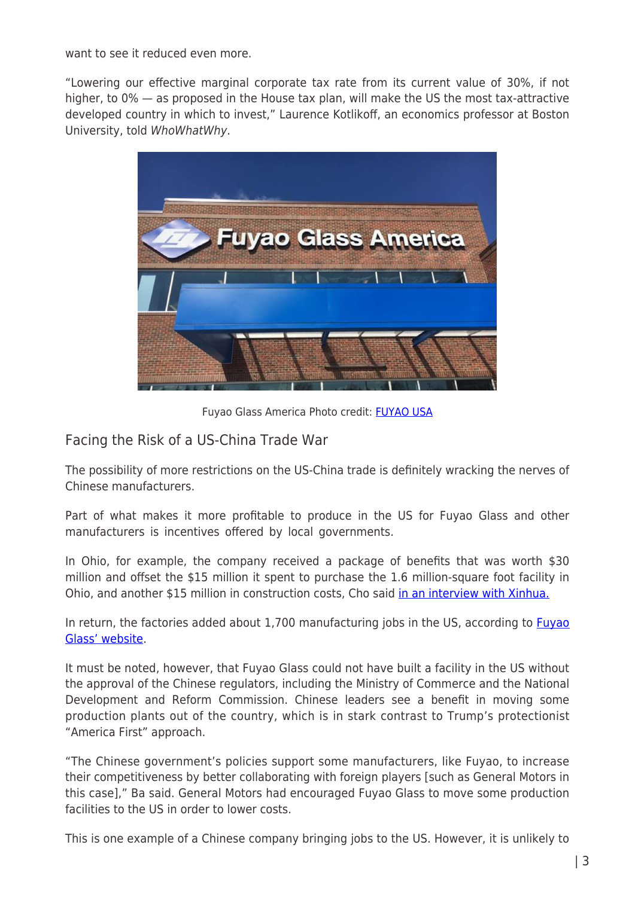want to see it reduced even more.

"Lowering our effective marginal corporate tax rate from its current value of 30%, if not higher, to 0% — as proposed in the House tax plan, will make the US the most tax-attractive developed country in which to invest," Laurence Kotlikoff, an economics professor at Boston University, told *WhoWhatWhy*.

Fuyao Glass America Photo credit: [FUYAO USA](#)

## Facing the Risk of a US-China Trade War

The possibility of more restrictions on the US-China trade is definitely wracking the nerves of Chinese manufacturers.

Part of what makes it more profitable to produce in the US for Fuyao Glass and other manufacturers is incentives offered by local governments.

In Ohio, for example, the company received a package of benefits that was worth $30 million and offset the $15 million it spent to purchase the 1.6 million-square foot facility in Ohio, and another $15 million in construction costs, Cho said [in an interview with Xinhua.](#)

In return, the factories added about 1,700 manufacturing jobs in the US, according to [Fuyao Glass' website](#).

It must be noted, however, that Fuyao Glass could not have built a facility in the US without the approval of the Chinese regulators, including the Ministry of Commerce and the National Development and Reform Commission. Chinese leaders see a benefit in moving some production plants out of the country, which is in stark contrast to Trump's protectionist "America First" approach.

"The Chinese government's policies support some manufacturers, like Fuyao, to increase their competitiveness by better collaborating with foreign players [such as General Motors in this case]," Ba said. General Motors had encouraged Fuyao Glass to move some production facilities to the US in order to lower costs.

This is one example of a Chinese company bringing jobs to the US. However, it is unlikely to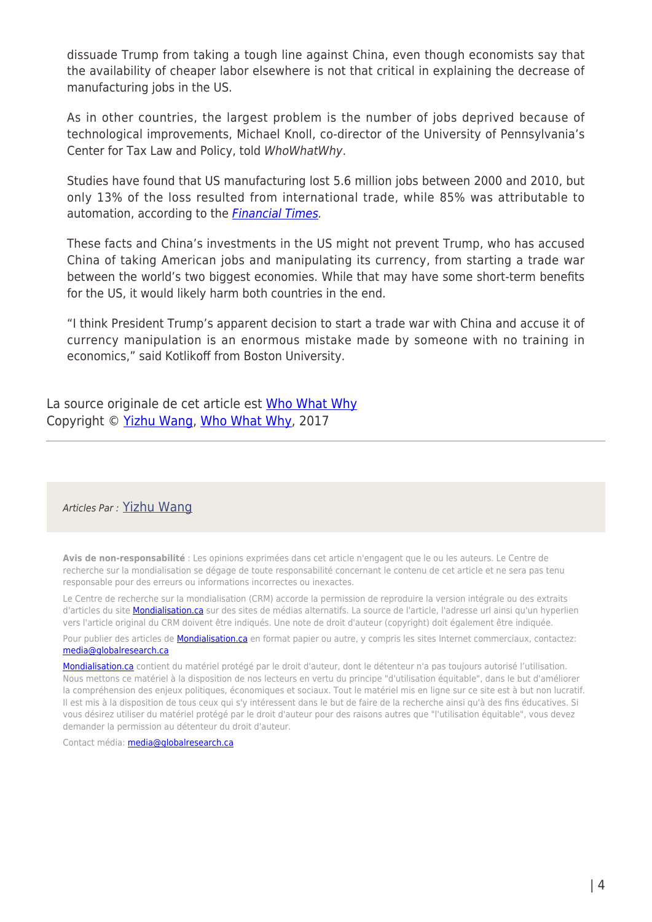dissuade Trump from taking a tough line against China, even though economists say that the availability of cheaper labor elsewhere is not that critical in explaining the decrease of manufacturing jobs in the US.

As in other countries, the largest problem is the number of jobs deprived because of technological improvements, Michael Knoll, co-director of the University of Pennsylvania's Center for Tax Law and Policy, told *WhoWhatWhy*.

Studies have found that US manufacturing lost 5.6 million jobs between 2000 and 2010, but only 13% of the loss resulted from international trade, while 85% was attributable to automation, according to the *Financial Times*.

These facts and China's investments in the US might not prevent Trump, who has accused China of taking American jobs and manipulating its currency, from starting a trade war between the world's two biggest economies. While that may have some short-term benefits for the US, it would likely harm both countries in the end.

"I think President Trump's apparent decision to start a trade war with China and accuse it of currency manipulation is an enormous mistake made by someone with no training in economics," said Kotlikoff from Boston University.

La source originale de cet article est Who What Why
Copyright © Yizhu Wang, Who What Why, 2017

---

*Articles Par :* Yizhu Wang

**Avis de non-responsabilité** : Les opinions exprimées dans cet article n'engagent que le ou les auteurs. Le Centre de recherche sur la mondialisation se dégage de toute responsabilité concernant le contenu de cet article et ne sera pas tenu responsable pour des erreurs ou informations incorrectes ou inexactes.

Le Centre de recherche sur la mondialisation (CRM) accorde la permission de reproduire la version intégrale ou des extraits d'articles du site Mondialisation.ca sur des sites de médias alternatifs. La source de l'article, l'adresse url ainsi qu'un hyperlien vers l'article original du CRM doivent être indiqués. Une note de droit d'auteur (copyright) doit également être indiquée.

Pour publier des articles de Mondialisation.ca en format papier ou autre, y compris les sites Internet commerciaux, contactez: media@globalresearch.ca

Mondialisation.ca contient du matériel protégé par le droit d'auteur, dont le détenteur n'a pas toujours autorisé l'utilisation. Nous mettons ce matériel à la disposition de nos lecteurs en vertu du principe "d'utilisation équitable", dans le but d'améliorer la compréhension des enjeux politiques, économiques et sociaux. Tout le matériel mis en ligne sur ce site est à but non lucratif. Il est mis à la disposition de tous ceux qui s'y intéressent dans le but de faire de la recherche ainsi qu'à des fins éducatives. Si vous désirez utiliser du matériel protégé par le droit d'auteur pour des raisons autres que "l'utilisation équitable", vous devez demander la permission au détenteur du droit d'auteur.

Contact média: media@globalresearch.ca